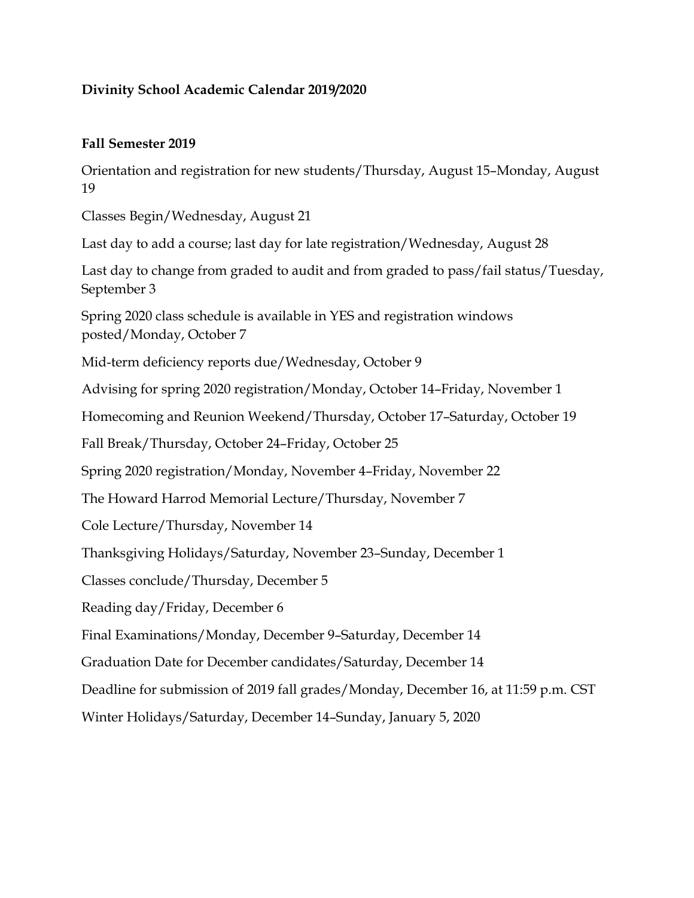**Divinity School Academic Calendar 2019/2020**

**Fall Semester 2019**

Orientation and registration for new students/Thursday, August 15–Monday, August 19

Classes Begin/Wednesday, August 21

Last day to add a course; last day for late registration/Wednesday, August 28

Last day to change from graded to audit and from graded to pass/fail status/Tuesday, September 3

Spring 2020 class schedule is available in YES and registration windows posted/Monday, October 7

Mid-term deficiency reports due/Wednesday, October 9

Advising for spring 2020 registration/Monday, October 14–Friday, November 1

Homecoming and Reunion Weekend/Thursday, October 17–Saturday, October 19

Fall Break/Thursday, October 24–Friday, October 25

Spring 2020 registration/Monday, November 4–Friday, November 22

The Howard Harrod Memorial Lecture/Thursday, November 7

Cole Lecture/Thursday, November 14

Thanksgiving Holidays/Saturday, November 23–Sunday, December 1

Classes conclude/Thursday, December 5

Reading day/Friday, December 6

Final Examinations/Monday, December 9–Saturday, December 14

Graduation Date for December candidates/Saturday, December 14

Deadline for submission of 2019 fall grades/Monday, December 16, at 11:59 p.m. CST

Winter Holidays/Saturday, December 14–Sunday, January 5, 2020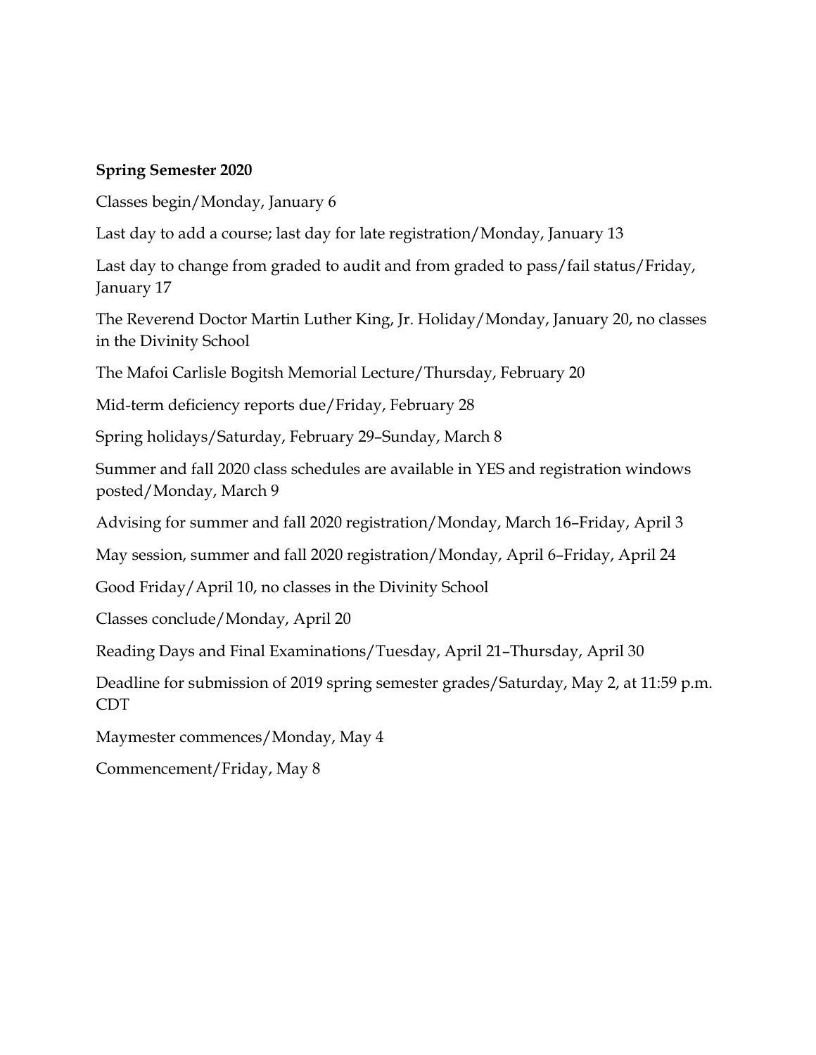**Spring Semester 2020**

Classes begin/Monday, January 6

Last day to add a course; last day for late registration/Monday, January 13

Last day to change from graded to audit and from graded to pass/fail status/Friday, January 17

The Reverend Doctor Martin Luther King, Jr. Holiday/Monday, January 20, no classes in the Divinity School

The Mafoi Carlisle Bogitsh Memorial Lecture/Thursday, February 20

Mid-term deficiency reports due/Friday, February 28

Spring holidays/Saturday, February 29–Sunday, March 8

Summer and fall 2020 class schedules are available in YES and registration windows posted/Monday, March 9

Advising for summer and fall 2020 registration/Monday, March 16–Friday, April 3

May session, summer and fall 2020 registration/Monday, April 6–Friday, April 24

Good Friday/April 10, no classes in the Divinity School

Classes conclude/Monday, April 20

Reading Days and Final Examinations/Tuesday, April 21–Thursday, April 30

Deadline for submission of 2019 spring semester grades/Saturday, May 2, at 11:59 p.m. CDT

Maymester commences/Monday, May 4

Commencement/Friday, May 8